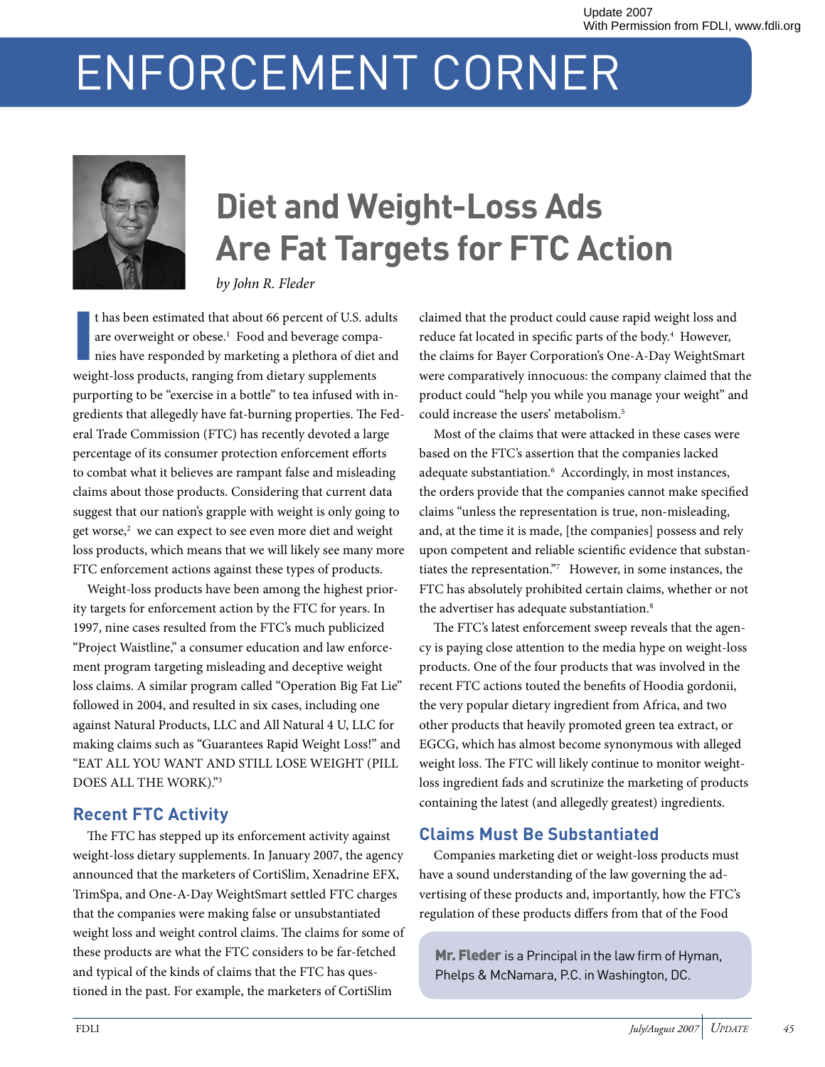Update 2007
With Permission from FDLI, www.fdli.org

# ENFORCEMENT CORNER

## Diet and Weight-Loss Ads Are Fat Targets for FTC Action

*by John R. Fleder*

It has been estimated that about 66 percent of U.S. adults are overweight or obese.[1] Food and beverage companies have responded by marketing a plethora of diet and weight-loss products, ranging from dietary supplements purporting to be "exercise in a bottle" to tea infused with ingredients that allegedly have fat-burning properties. The Federal Trade Commission (FTC) has recently devoted a large percentage of its consumer protection enforcement efforts to combat what it believes are rampant false and misleading claims about those products. Considering that current data suggest that our nation's grapple with weight is only going to get worse,[2] we can expect to see even more diet and weight loss products, which means that we will likely see many more FTC enforcement actions against these types of products.

Weight-loss products have been among the highest priority targets for enforcement action by the FTC for years. In 1997, nine cases resulted from the FTC's much publicized "Project Waistline," a consumer education and law enforcement program targeting misleading and deceptive weight loss claims. A similar program called "Operation Big Fat Lie" followed in 2004, and resulted in six cases, including one against Natural Products, LLC and All Natural 4 U, LLC for making claims such as "Guarantees Rapid Weight Loss!" and "EAT ALL YOU WANT AND STILL LOSE WEIGHT (PILL DOES ALL THE WORK)."[3]

### Recent FTC Activity

The FTC has stepped up its enforcement activity against weight-loss dietary supplements. In January 2007, the agency announced that the marketers of CortiSlim, Xenadrine EFX, TrimSpa, and One-A-Day WeightSmart settled FTC charges that the companies were making false or unsubstantiated weight loss and weight control claims. The claims for some of these products are what the FTC considers to be far-fetched and typical of the kinds of claims that the FTC has questioned in the past. For example, the marketers of CortiSlim claimed that the product could cause rapid weight loss and reduce fat located in specific parts of the body.[4] However, the claims for Bayer Corporation's One-A-Day WeightSmart were comparatively innocuous: the company claimed that the product could "help you while you manage your weight" and could increase the users' metabolism.[5]

Most of the claims that were attacked in these cases were based on the FTC's assertion that the companies lacked adequate substantiation.[6] Accordingly, in most instances, the orders provide that the companies cannot make specified claims "unless the representation is true, non-misleading, and, at the time it is made, [the companies] possess and rely upon competent and reliable scientific evidence that substantiates the representation."[7] However, in some instances, the FTC has absolutely prohibited certain claims, whether or not the advertiser has adequate substantiation.[8]

The FTC's latest enforcement sweep reveals that the agency is paying close attention to the media hype on weight-loss products. One of the four products that was involved in the recent FTC actions touted the benefits of Hoodia gordonii, the very popular dietary ingredient from Africa, and two other products that heavily promoted green tea extract, or EGCG, which has almost become synonymous with alleged weight loss. The FTC will likely continue to monitor weight-loss ingredient fads and scrutinize the marketing of products containing the latest (and allegedly greatest) ingredients.

### Claims Must Be Substantiated

Companies marketing diet or weight-loss products must have a sound understanding of the law governing the advertising of these products and, importantly, how the FTC's regulation of these products differs from that of the Food

**Mr. Fleder** is a Principal in the law firm of Hyman, Phelps & McNamara, P.C. in Washington, DC.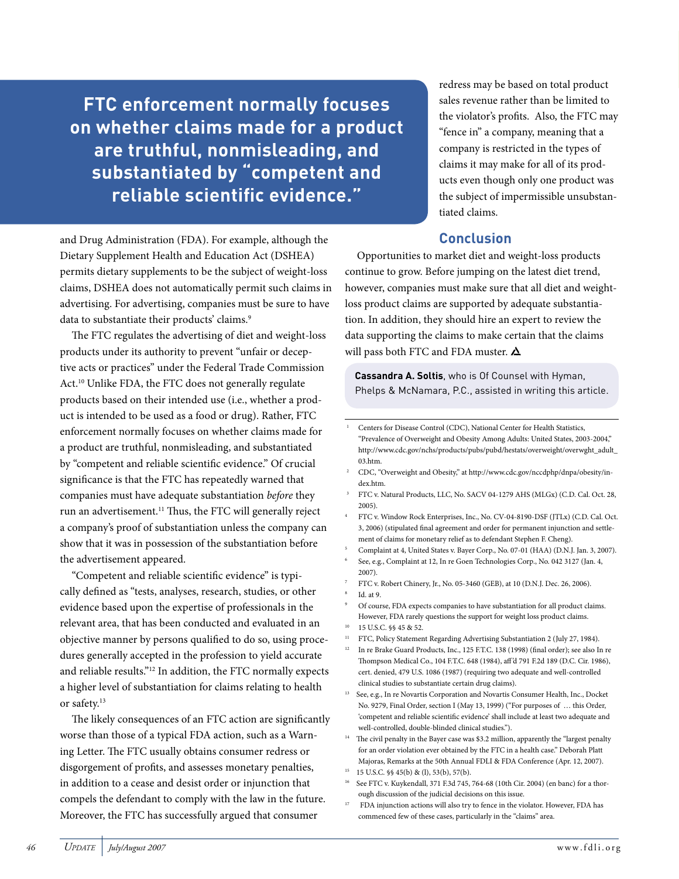> **FTC enforcement normally focuses on whether claims made for a product are truthful, nonmisleading, and substantiated by "competent and reliable scientific evidence."**

and Drug Administration (FDA). For example, although the Dietary Supplement Health and Education Act (DSHEA) permits dietary supplements to be the subject of weight-loss claims, DSHEA does not automatically permit such claims in advertising. For advertising, companies must be sure to have data to substantiate their products' claims.[9]

The FTC regulates the advertising of diet and weight-loss products under its authority to prevent "unfair or deceptive acts or practices" under the Federal Trade Commission Act.[10] Unlike FDA, the FTC does not generally regulate products based on their intended use (i.e., whether a product is intended to be used as a food or drug). Rather, FTC enforcement normally focuses on whether claims made for a product are truthful, nonmisleading, and substantiated by "competent and reliable scientific evidence." Of crucial significance is that the FTC has repeatedly warned that companies must have adequate substantiation *before* they run an advertisement.[11] Thus, the FTC will generally reject a company's proof of substantiation unless the company can show that it was in possession of the substantiation before the advertisement appeared.

"Competent and reliable scientific evidence" is typically defined as "tests, analyses, research, studies, or other evidence based upon the expertise of professionals in the relevant area, that has been conducted and evaluated in an objective manner by persons qualified to do so, using procedures generally accepted in the profession to yield accurate and reliable results."[12] In addition, the FTC normally expects a higher level of substantiation for claims relating to health or safety.[13]

The likely consequences of an FTC action are significantly worse than those of a typical FDA action, such as a Warning Letter. The FTC usually obtains consumer redress or disgorgement of profits, and assesses monetary penalties, in addition to a cease and desist order or injunction that compels the defendant to comply with the law in the future. Moreover, the FTC has successfully argued that consumer redress may be based on total product sales revenue rather than be limited to the violator's profits. Also, the FTC may "fence in" a company, meaning that a company is restricted in the types of claims it may make for all of its products even though only one product was the subject of impermissible unsubstantiated claims.

## Conclusion

Opportunities to market diet and weight-loss products continue to grow. Before jumping on the latest diet trend, however, companies must make sure that all diet and weight-loss product claims are supported by adequate substantiation. In addition, they should hire an expert to review the data supporting the claims to make certain that the claims will pass both FTC and FDA muster.

**Cassandra A. Soltis**, who is Of Counsel with Hyman, Phelps & McNamara, P.C., assisted in writing this article.

---

1. Centers for Disease Control (CDC), National Center for Health Statistics, "Prevalence of Overweight and Obesity Among Adults: United States, 2003-2004," http://www.cdc.gov/nchs/products/pubs/pubd/hestats/overweight/overwght_adult_03.htm.
2. CDC, "Overweight and Obesity," at http://www.cdc.gov/nccdphp/dnpa/obesity/index.htm.
3. FTC v. Natural Products, LLC, No. SACV 04-1279 AHS (MLGx) (C.D. Cal. Oct. 28, 2005).
4. FTC v. Window Rock Enterprises, Inc., No. CV-04-8190-DSF (JTLx) (C.D. Cal. Oct. 3, 2006) (stipulated final agreement and order for permanent injunction and settlement of claims for monetary relief as to defendant Stephen F. Cheng).
5. Complaint at 4, United States v. Bayer Corp., No. 07-01 (HAA) (D.N.J. Jan. 3, 2007).
6. See, e.g., Complaint at 12, In re Goen Technologies Corp., No. 042 3127 (Jan. 4, 2007).
7. FTC v. Robert Chinery, Jr., No. 05-3460 (GEB), at 10 (D.N.J. Dec. 26, 2006).
8. Id. at 9.
9. Of course, FDA expects companies to have substantiation for all product claims. However, FDA rarely questions the support for weight loss product claims.
10. 15 U.S.C. §§ 45 & 52.
11. FTC, Policy Statement Regarding Advertising Substantiation 2 (July 27, 1984).
12. In re Brake Guard Products, Inc., 125 F.T.C. 138 (1998) (final order); see also In re Thompson Medical Co., 104 F.T.C. 648 (1984), aff'd 791 F.2d 189 (D.C. Cir. 1986), cert. denied, 479 U.S. 1086 (1987) (requiring two adequate and well-controlled clinical studies to substantiate certain drug claims).
13. See, e.g., In re Novartis Corporation and Novartis Consumer Health, Inc., Docket No. 9279, Final Order, section I (May 13, 1999) ("For purposes of … this Order, 'competent and reliable scientific evidence' shall include at least two adequate and well-controlled, double-blinded clinical studies.").
14. The civil penalty in the Bayer case was $3.2 million, apparently the "largest penalty for an order violation ever obtained by the FTC in a health case." Deborah Platt Majoras, Remarks at the 50th Annual FDLI & FDA Conference (Apr. 12, 2007).
15. 15 U.S.C. §§ 45(b) & (l), 53(b), 57(b).
16. See FTC v. Kuykendall, 371 F.3d 745, 764-68 (10th Cir. 2004) (en banc) for a thorough discussion of the judicial decisions on this issue.
17. FDA injunction actions will also try to fence in the violator. However, FDA has commenced few of these cases, particularly in the "claims" area.